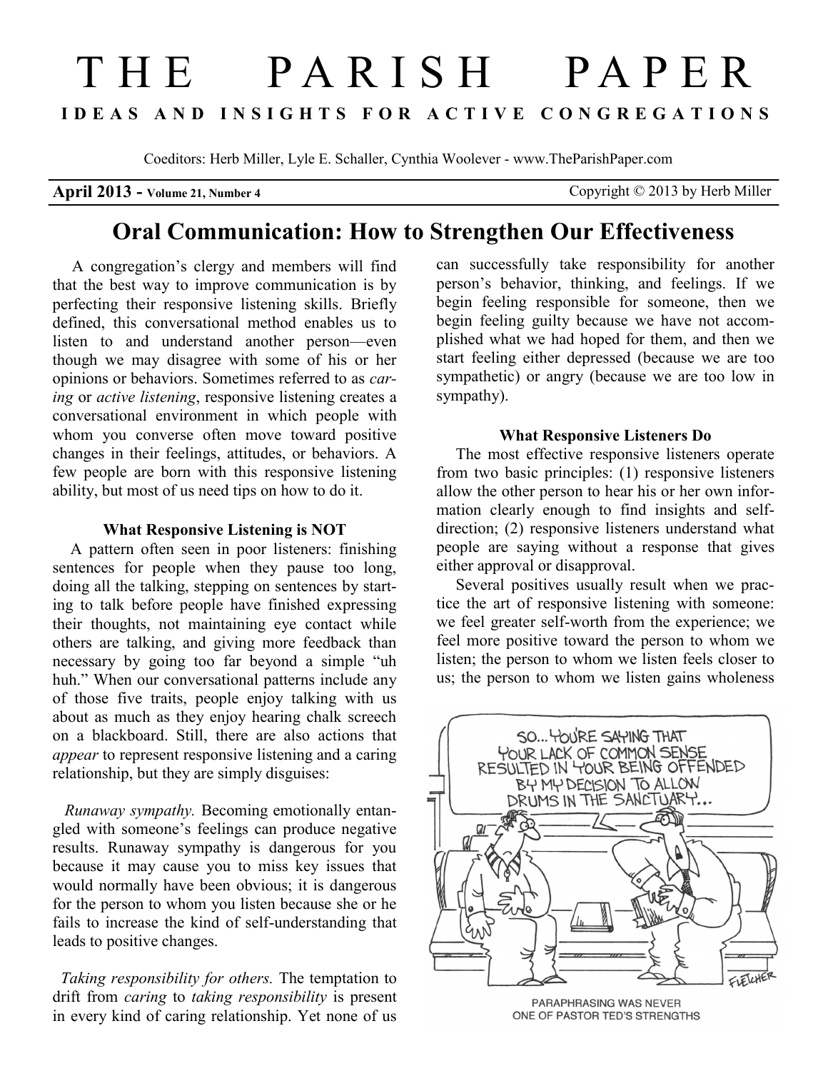# THE PARISH PAPER

**IDEAS AND INSIGHTS FOR ACTIVE CONGREGATIONS**

Coeditors: Herb Miller, Lyle E. Schaller, Cynthia Woolever - www.TheParishPaper.com

**April 2013 - Volume 21, Number 4** Copyright © 2013 by Herb Miller

## Oral Communication: How to Strengthen Our Effectiveness

A congregation's clergy and members will find that the best way to improve communication is by perfecting their responsive listening skills. Briefly defined, this conversational method enables us to listen to and understand another person—even though we may disagree with some of his or her opinions or behaviors. Sometimes referred to as *caring* or *active listening*, responsive listening creates a conversational environment in which people with whom you converse often move toward positive changes in their feelings, attitudes, or behaviors. A few people are born with this responsive listening ability, but most of us need tips on how to do it.

### What Responsive Listening is NOT

A pattern often seen in poor listeners: finishing sentences for people when they pause too long, doing all the talking, stepping on sentences by starting to talk before people have finished expressing their thoughts, not maintaining eye contact while others are talking, and giving more feedback than necessary by going too far beyond a simple "uh huh." When our conversational patterns include any of those five traits, people enjoy talking with us about as much as they enjoy hearing chalk screech on a blackboard. Still, there are also actions that *appear* to represent responsive listening and a caring relationship, but they are simply disguises:

*Runaway sympathy.* Becoming emotionally entangled with someone's feelings can produce negative results. Runaway sympathy is dangerous for you because it may cause you to miss key issues that would normally have been obvious; it is dangerous for the person to whom you listen because she or he fails to increase the kind of self-understanding that leads to positive changes.

*Taking responsibility for others.* The temptation to drift from *caring* to *taking responsibility* is present in every kind of caring relationship. Yet none of us can successfully take responsibility for another person's behavior, thinking, and feelings. If we begin feeling responsible for someone, then we begin feeling guilty because we have not accomplished what we had hoped for them, and then we start feeling either depressed (because we are too sympathetic) or angry (because we are too low in sympathy).

### What Responsive Listeners Do

The most effective responsive listeners operate from two basic principles: (1) responsive listeners allow the other person to hear his or her own information clearly enough to find insights and self-direction; (2) responsive listeners understand what people are saying without a response that gives either approval or disapproval.

Several positives usually result when we practice the art of responsive listening with someone: we feel greater self-worth from the experience; we feel more positive toward the person to whom we listen; the person to whom we listen feels closer to us; the person to whom we listen gains wholeness

PARAPHRASING WAS NEVER ONE OF PASTOR TED'S STRENGTHS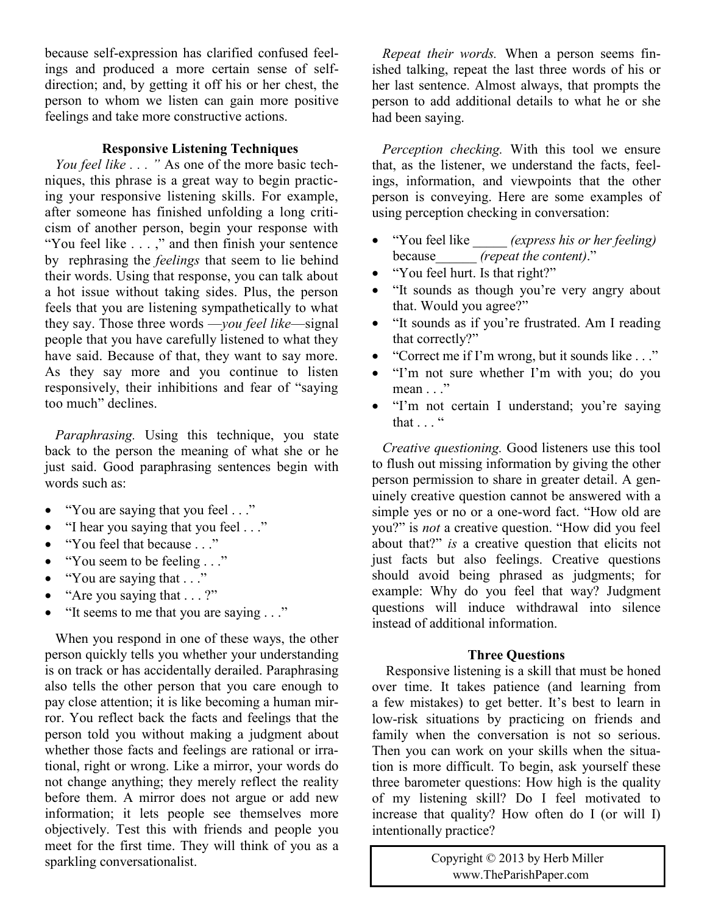because self-expression has clarified confused feelings and produced a more certain sense of self-direction; and, by getting it off his or her chest, the person to whom we listen can gain more positive feelings and take more constructive actions.

### Responsive Listening Techniques

*You feel like . . . "* As one of the more basic techniques, this phrase is a great way to begin practicing your responsive listening skills. For example, after someone has finished unfolding a long criticism of another person, begin your response with "You feel like . . . ," and then finish your sentence by rephrasing the *feelings* that seem to lie behind their words. Using that response, you can talk about a hot issue without taking sides. Plus, the person feels that you are listening sympathetically to what they say. Those three words —*you feel like*—signal people that you have carefully listened to what they have said. Because of that, they want to say more. As they say more and you continue to listen responsively, their inhibitions and fear of "saying too much" declines.

*Paraphrasing.* Using this technique, you state back to the person the meaning of what she or he just said. Good paraphrasing sentences begin with words such as:

- "You are saying that you feel . . ."
- "I hear you saying that you feel . . ."
- "You feel that because . . ."
- "You seem to be feeling . . ."
- "You are saying that . . ."
- "Are you saying that . . . ?"
- "It seems to me that you are saying . . ."

When you respond in one of these ways, the other person quickly tells you whether your understanding is on track or has accidentally derailed. Paraphrasing also tells the other person that you care enough to pay close attention; it is like becoming a human mirror. You reflect back the facts and feelings that the person told you without making a judgment about whether those facts and feelings are rational or irrational, right or wrong. Like a mirror, your words do not change anything; they merely reflect the reality before them. A mirror does not argue or add new information; it lets people see themselves more objectively. Test this with friends and people you meet for the first time. They will think of you as a sparkling conversationalist.

*Repeat their words.* When a person seems finished talking, repeat the last three words of his or her last sentence. Almost always, that prompts the person to add additional details to what he or she had been saying.

*Perception checking.* With this tool we ensure that, as the listener, we understand the facts, feelings, information, and viewpoints that the other person is conveying. Here are some examples of using perception checking in conversation:

- "You feel like _____ *(express his or her feeling)* because______ *(repeat the content)*."
- "You feel hurt. Is that right?"
- "It sounds as though you're very angry about that. Would you agree?"
- "It sounds as if you're frustrated. Am I reading that correctly?"
- "Correct me if I'm wrong, but it sounds like . . ."
- "I'm not sure whether I'm with you; do you mean . . ."
- "I'm not certain I understand; you're saying that . . . "

*Creative questioning.* Good listeners use this tool to flush out missing information by giving the other person permission to share in greater detail. A genuinely creative question cannot be answered with a simple yes or no or a one-word fact. "How old are you?" is *not* a creative question. "How did you feel about that?" *is* a creative question that elicits not just facts but also feelings. Creative questions should avoid being phrased as judgments; for example: Why do you feel that way? Judgment questions will induce withdrawal into silence instead of additional information.

### Three Questions

Responsive listening is a skill that must be honed over time. It takes patience (and learning from a few mistakes) to get better. It's best to learn in low-risk situations by practicing on friends and family when the conversation is not so serious. Then you can work on your skills when the situation is more difficult. To begin, ask yourself these three barometer questions: How high is the quality of my listening skill? Do I feel motivated to increase that quality? How often do I (or will I) intentionally practice?

Copyright © 2013 by Herb Miller
www.TheParishPaper.com